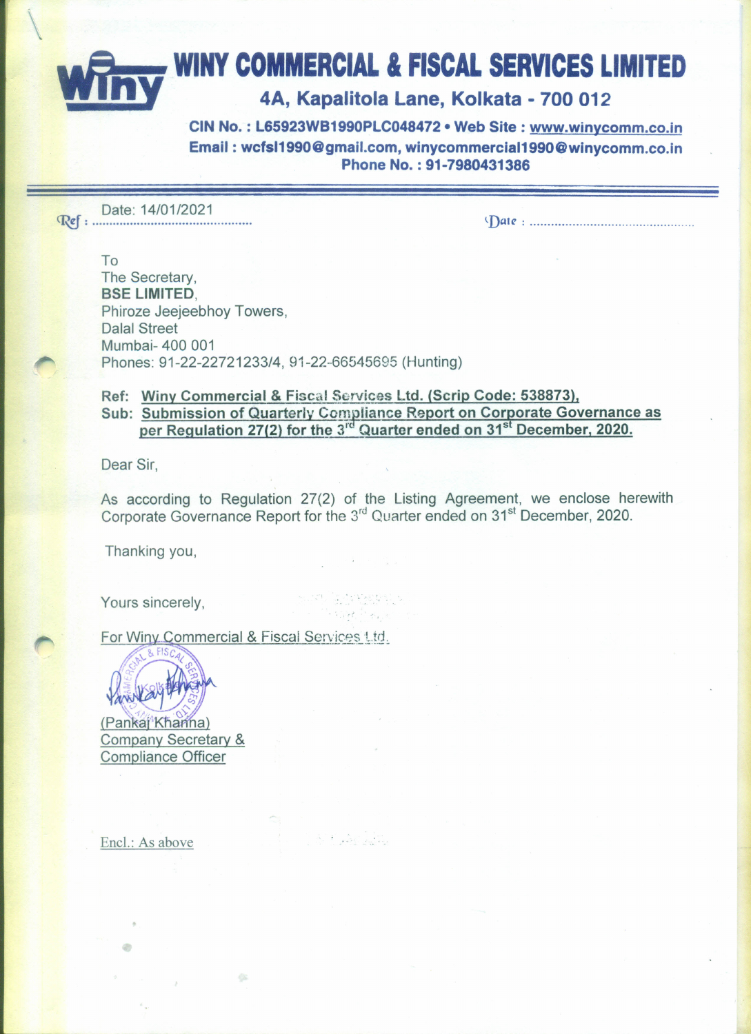# WINY COMMERCIAL & FISCAL SERVICES LIMITED

**4A, Kapalitola Lane, Kolkata - 700 012**

**CIN No. : L65923WB1990PLC048472 • Web Site : www.winycomm.co.in**
**Email : wcfsl1990@gmail.com, winycommercial1990@winycomm.co.in**
**Phone No. : 91-7980431386**

---

Ref : Date: 14/01/2021 Date : ............................................

To
The Secretary,
**BSE LIMITED**,
Phiroze Jeejeebhoy Towers,
Dalal Street
Mumbai- 400 001
Phones: 91-22-22721233/4, 91-22-66545695 (Hunting)

**Ref: Winy Commercial & Fiscal Services Ltd. (Scrip Code: 538873),**
**Sub: Submission of Quarterly Compliance Report on Corporate Governance as per Regulation 27(2) for the 3rd Quarter ended on 31st December, 2020.**

Dear Sir,

As according to Regulation 27(2) of the Listing Agreement, we enclose herewith Corporate Governance Report for the 3rd Quarter ended on 31st December, 2020.

Thanking you,

Yours sincerely,

For Winy Commercial & Fiscal Services Ltd.

(Pankaj Khanna)
Company Secretary &
Compliance Officer

Encl.: As above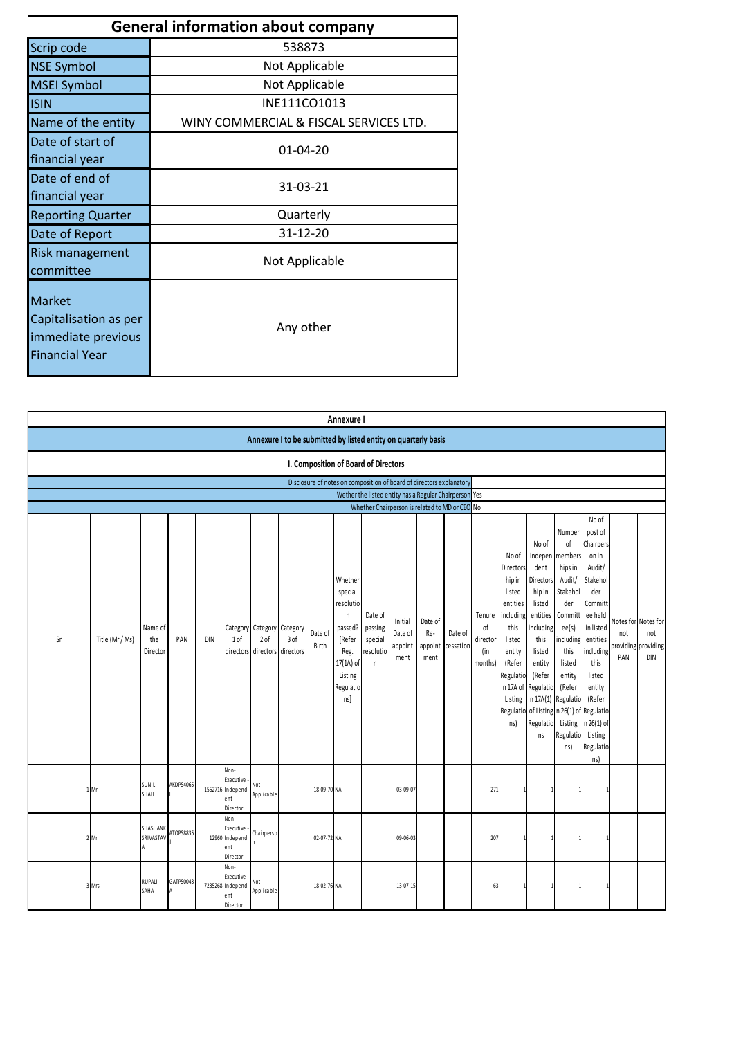## General information about company

| | |
|---|---|
| Scrip code | 538873 |
| NSE Symbol | Not Applicable |
| MSEI Symbol | Not Applicable |
| ISIN | INE111CO1013 |
| Name of the entity | WINY COMMERCIAL & FISCAL SERVICES LTD. |
| Date of start of financial year | 01-04-20 |
| Date of end of financial year | 31-03-21 |
| Reporting Quarter | Quarterly |
| Date of Report | 31-12-20 |
| Risk management committee | Not Applicable |
| Market Capitalisation as per immediate previous Financial Year | Any other |

## Annexure I

### Annexure I to be submitted by listed entity on quarterly basis

### I. Composition of Board of Directors

| | |
|---|---|
| Disclosure of notes on composition of board of directors explanatory | |
| Wether the listed entity has a Regular Chairperson | Yes |
| Whether Chairperson is related to MD or CEO | No |

| Sr | Title (Mr / Ms) | Name of the Director | PAN | DIN | Category 1 of directors | Category 2 of directors | Category 3 of directors | Date of Birth | Whether special resolution passed? [Refer Reg. 17(1A) of Listing Regulations] | Date of passing special resolution | Initial Date of appointment | Date of Re-appointment | Date of cessation | Tenure of director (in months) | No of Directorship in listed entities including this listed entity (Refer Regulation 17A of Listing Regulations) | No of Independent Directorship in listed entities including this listed entity (Refer Regulation 17A(1) of Listing Regulations | Number of memberships in Audit/ Stakeholder Committee(s) including this listed entity (Refer Regulation 26(1) of Listing Regulations) | No of post of Chairperson in Audit/ Stakeholder Committee held in listed entities including this listed entity (Refer Regulation 26(1) of Listing Regulations) | Notes for not providing PAN | Notes for not providing DIN |
|---|---|---|---|---|---|---|---|---|---|---|---|---|---|---|---|---|---|---|---|---|
| 1 | Mr | SUNIL SHAH | AKDPS4065L | 1562716 | Non-Executive - Independent Director | Not Applicable | | 18-09-70 | NA | | 03-09-07 | | | 271 | 1 | 1 | 1 | 1 | | |
| 2 | Mr | SHASHANK SRIVASTAVA | ATOPS8835J | 12960 | Non-Executive - Independent Director | Chairperson | | 02-07-72 | NA | | 09-06-03 | | | 207 | 1 | 1 | 1 | 1 | | |
| 3 | Mrs | RUPALI SAHA | GATPS0043A | 7235268 | Non-Executive - Independent Director | Not Applicable | | 18-02-76 | NA | | 13-07-15 | | | 63 | 1 | 1 | 1 | 1 | | |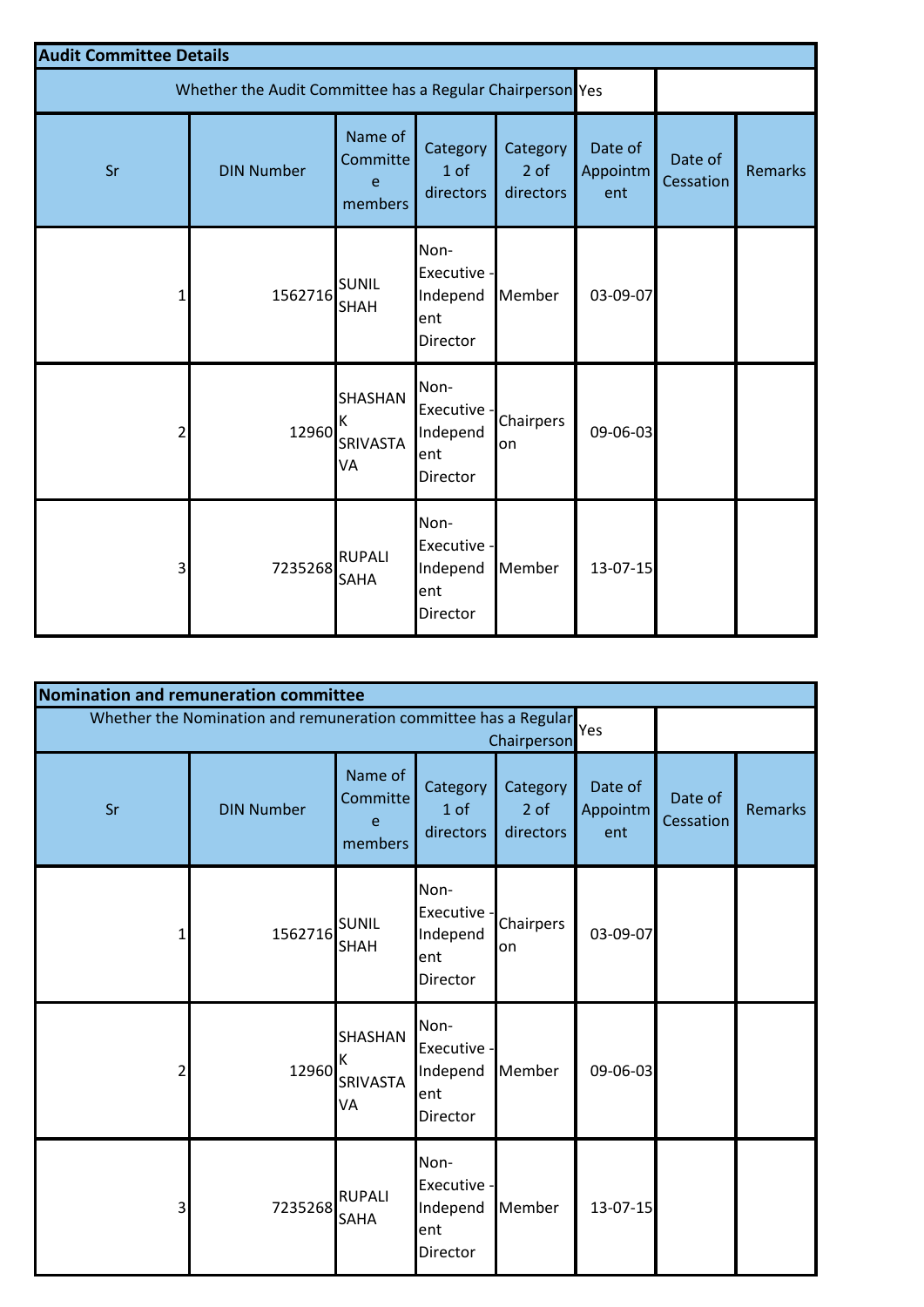## Audit Committee Details

| Whether the Audit Committee has a Regular Chairperson | | | | | Yes | | |
|---|---|---|---|---|---|---|---|
| Sr | DIN Number | Name of Committee members | Category 1 of directors | Category 2 of directors | Date of Appointment | Date of Cessation | Remarks |
| 1 | 1562716 | SUNIL SHAH | Non-Executive - Independent Director | Member | 03-09-07 | | |
| 2 | 12960 | SHASHANK SRIVASTAVA | Non-Executive - Independent Director | Chairperson | 09-06-03 | | |
| 3 | 7235268 | RUPALI SAHA | Non-Executive - Independent Director | Member | 13-07-15 | | |

## Nomination and remuneration committee

| Whether the Nomination and remuneration committee has a Regular Chairperson | | | | | Yes | | |
|---|---|---|---|---|---|---|---|
| Sr | DIN Number | Name of Committee members | Category 1 of directors | Category 2 of directors | Date of Appointment | Date of Cessation | Remarks |
| 1 | 1562716 | SUNIL SHAH | Non-Executive - Independent Director | Chairperson | 03-09-07 | | |
| 2 | 12960 | SHASHANK SRIVASTAVA | Non-Executive - Independent Director | Member | 09-06-03 | | |
| 3 | 7235268 | RUPALI SAHA | Non-Executive - Independent Director | Member | 13-07-15 | | |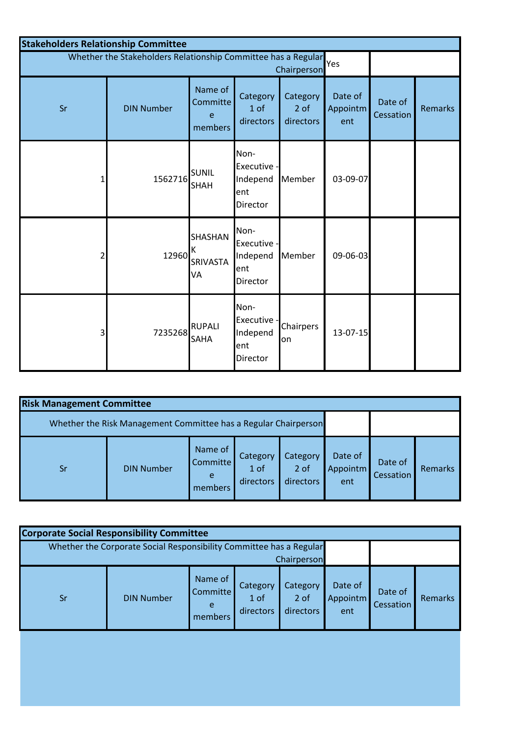## Stakeholders Relationship Committee

| Whether the Stakeholders Relationship Committee has a Regular Chairperson | Yes |
|---|---|

| Sr | DIN Number | Name of Committee members | Category 1 of directors | Category 2 of directors | Date of Appointment | Date of Cessation | Remarks |
|---|---|---|---|---|---|---|---|
| 1 | 1562716 | SUNIL SHAH | Non-Executive - Independent Director | Member | 03-09-07 | | |
| 2 | 12960 | SHASHANK SRIVASTAVA | Non-Executive - Independent Director | Member | 09-06-03 | | |
| 3 | 7235268 | RUPALI SAHA | Non-Executive - Independent Director | Chairperson | 13-07-15 | | |

## Risk Management Committee

| Whether the Risk Management Committee has a Regular Chairperson | |
|---|---|

| Sr | DIN Number | Name of Committee members | Category 1 of directors | Category 2 of directors | Date of Appointment | Date of Cessation | Remarks |
|---|---|---|---|---|---|---|---|

## Corporate Social Responsibility Committee

| Whether the Corporate Social Responsibility Committee has a Regular Chairperson | |
|---|---|

| Sr | DIN Number | Name of Committee members | Category 1 of directors | Category 2 of directors | Date of Appointment | Date of Cessation | Remarks |
|---|---|---|---|---|---|---|---|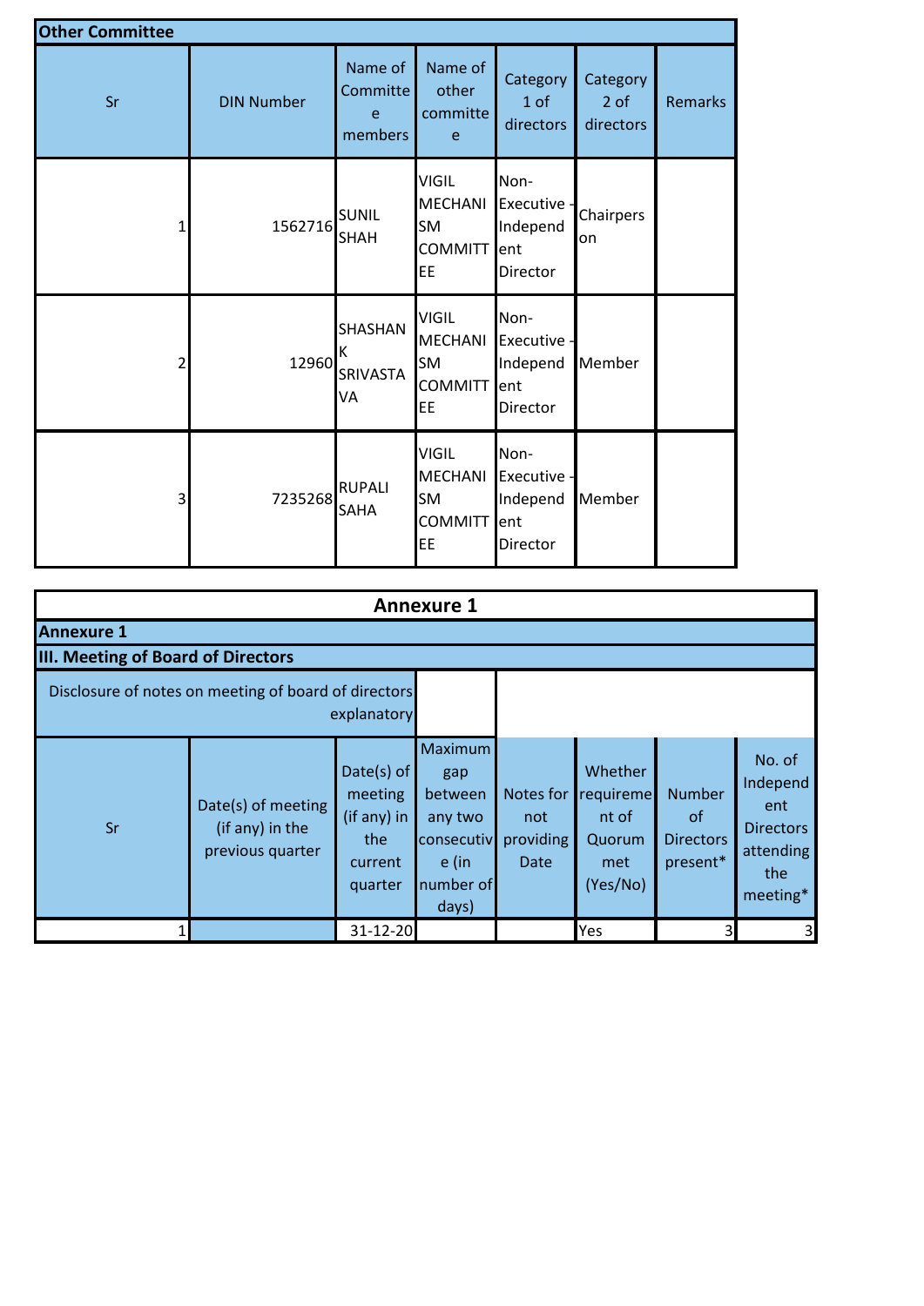## Other Committee

| Sr | DIN Number | Name of Committee members | Name of other committee | Category 1 of directors | Category 2 of directors | Remarks |
|---|---|---|---|---|---|---|
| 1 | 1562716 | SUNIL SHAH | VIGIL MECHANISM COMMITTEE | Non-Executive - Independent Director | Chairperson | |
| 2 | 12960 | SHASHANK SRIVASTAVA | VIGIL MECHANISM COMMITTEE | Non-Executive - Independent Director | Member | |
| 3 | 7235268 | RUPALI SAHA | VIGIL MECHANISM COMMITTEE | Non-Executive - Independent Director | Member | |

## Annexure 1

**Annexure 1**

**III. Meeting of Board of Directors**

| Disclosure of notes on meeting of board of directors explanatory | | | | | | | |
|---|---|---|---|---|---|---|---|
| **Sr** | **Date(s) of meeting (if any) in the previous quarter** | **Date(s) of meeting (if any) in the current quarter** | **Maximum gap between any two consecutive (in number of days)** | **Notes for not providing Date** | **Whether requirement of Quorum met (Yes/No)** | **Number of Directors present*** | **No. of Independent Directors attending the meeting*** |
| 1 | | 31-12-20 | | | Yes | 3 | 3 |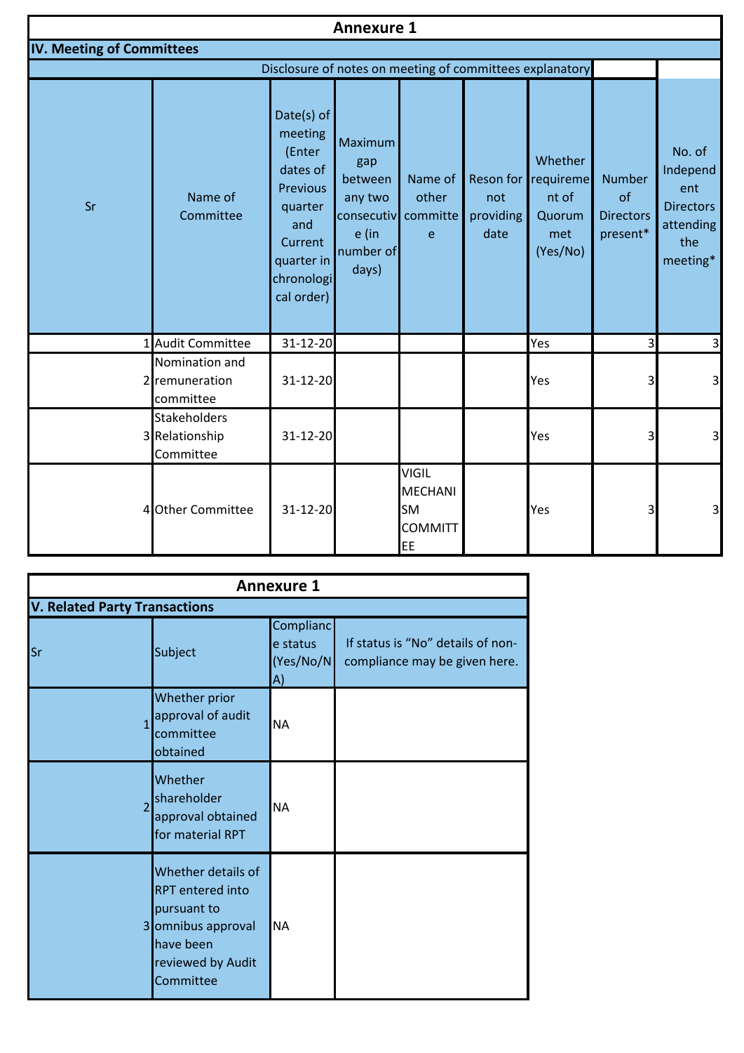## Annexure 1

### IV. Meeting of Committees

Disclosure of notes on meeting of committees explanatory

| Sr | Name of Committee | Date(s) of meeting (Enter dates of Previous quarter and Current quarter in chronological order) | Maximum gap between any two consecutive (in number of days) | Name of other committee | Reson for not providing date | Whether requirement of Quorum met (Yes/No) | Number of Directors present* | No. of Independent Directors attending the meeting* |
|---|---|---|---|---|---|---|---|---|
| 1 | Audit Committee | 31-12-20 | | | | Yes | 3 | 3 |
| 2 | Nomination and remuneration committee | 31-12-20 | | | | Yes | 3 | 3 |
| 3 | Stakeholders Relationship Committee | 31-12-20 | | | | Yes | 3 | 3 |
| 4 | Other Committee | 31-12-20 | | VIGIL MECHANISM COMMITTEE | | Yes | 3 | 3 |

## Annexure 1

### V. Related Party Transactions

| Sr | Subject | Compliance status (Yes/No/NA) | If status is "No" details of non-compliance may be given here. |
|---|---|---|---|
| 1 | Whether prior approval of audit committee obtained | NA | |
| 2 | Whether shareholder approval obtained for material RPT | NA | |
| 3 | Whether details of RPT entered into pursuant to omnibus approval have been reviewed by Audit Committee | NA | |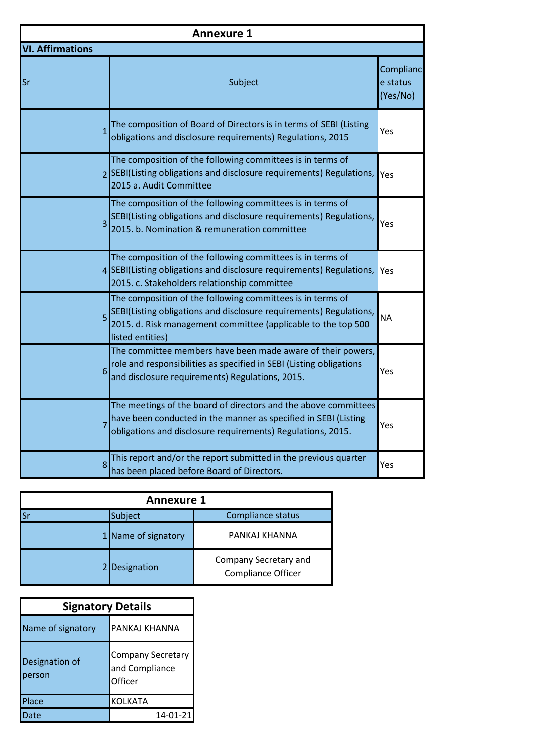## Annexure 1

### VI. Affirmations

| Sr | Subject | Compliance status (Yes/No) |
|---|---|---|
| 1 | The composition of Board of Directors is in terms of SEBI (Listing obligations and disclosure requirements) Regulations, 2015 | Yes |
| 2 | The composition of the following committees is in terms of SEBI(Listing obligations and disclosure requirements) Regulations, 2015 a. Audit Committee | Yes |
| 3 | The composition of the following committees is in terms of SEBI(Listing obligations and disclosure requirements) Regulations, 2015. b. Nomination & remuneration committee | Yes |
| 4 | The composition of the following committees is in terms of SEBI(Listing obligations and disclosure requirements) Regulations, 2015. c. Stakeholders relationship committee | Yes |
| 5 | The composition of the following committees is in terms of SEBI(Listing obligations and disclosure requirements) Regulations, 2015. d. Risk management committee (applicable to the top 500 listed entities) | NA |
| 6 | The committee members have been made aware of their powers, role and responsibilities as specified in SEBI (Listing obligations and disclosure requirements) Regulations, 2015. | Yes |
| 7 | The meetings of the board of directors and the above committees have been conducted in the manner as specified in SEBI (Listing obligations and disclosure requirements) Regulations, 2015. | Yes |
| 8 | This report and/or the report submitted in the previous quarter has been placed before Board of Directors. | Yes |

## Annexure 1

| Sr | Subject | Compliance status |
|---|---|---|
| 1 | Name of signatory | PANKAJ KHANNA |
| 2 | Designation | Company Secretary and Compliance Officer |

## Signatory Details

| | |
|---|---|
| Name of signatory | PANKAJ KHANNA |
| Designation of person | Company Secretary and Compliance Officer |
| Place | KOLKATA |
| Date | 14-01-21 |